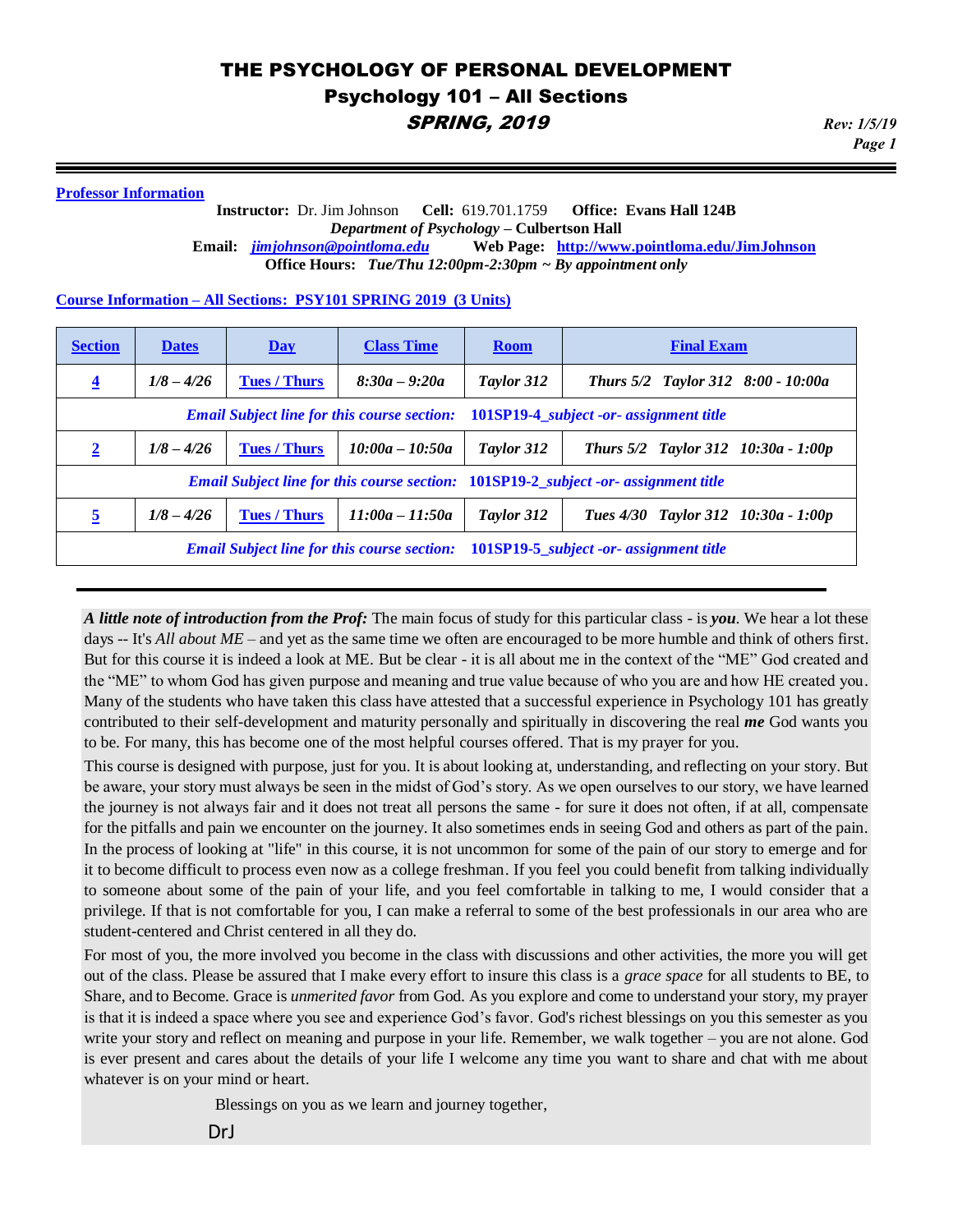# THE PSYCHOLOGY OF PERSONAL DEVELOPMENT

## Psychology 101 – All Sections

### *SPRING, 2019*

*Rev: 1/5/19*

**Professor Information**

**Instructor:** Dr. Jim Johnson **Cell:** 619.701.1759 **Office: Evans Hall 124B**

***Department of Psychology* – Culbertson Hall**

**Email:** ***jimjohnson@pointloma.edu*** **Web Page: http://www.pointloma.edu/JimJohnson**

**Office Hours:** ***Tue/Thu 12:00pm-2:30pm ~ By appointment only***

**Course Information – All Sections: PSY101 SPRING 2019 (3 Units)**

| Section | Dates | Day | Class Time | Room | Final Exam |
|---|---|---|---|---|---|
| **4** | *1/8 – 4/26* | **Tues / Thurs** | *8:30a – 9:20a* | *Taylor 312* | *Thurs 5/2 Taylor 312 8:00 - 10:00a* |
| ***Email Subject line for this course section: 101SP19-4_subject -or- assignment title*** | | | | | |
| **2** | *1/8 – 4/26* | **Tues / Thurs** | *10:00a – 10:50a* | *Taylor 312* | *Thurs 5/2 Taylor 312 10:30a - 1:00p* |
| ***Email Subject line for this course section: 101SP19-2_subject -or- assignment title*** | | | | | |
| **5** | *1/8 – 4/26* | **Tues / Thurs** | *11:00a – 11:50a* | *Taylor 312* | *Tues 4/30 Taylor 312 10:30a - 1:00p* |
| ***Email Subject line for this course section: 101SP19-5_subject -or- assignment title*** | | | | | |

***A little note of introduction from the Prof:*** The main focus of study for this particular class - is ***you***. We hear a lot these days -- It's *All about ME* – and yet as the same time we often are encouraged to be more humble and think of others first. But for this course it is indeed a look at ME. But be clear - it is all about me in the context of the "ME" God created and the "ME" to whom God has given purpose and meaning and true value because of who you are and how HE created you. Many of the students who have taken this class have attested that a successful experience in Psychology 101 has greatly contributed to their self-development and maturity personally and spiritually in discovering the real ***me*** God wants you to be. For many, this has become one of the most helpful courses offered. That is my prayer for you.

This course is designed with purpose, just for you. It is about looking at, understanding, and reflecting on your story. But be aware, your story must always be seen in the midst of God's story. As we open ourselves to our story, we have learned the journey is not always fair and it does not treat all persons the same - for sure it does not often, if at all, compensate for the pitfalls and pain we encounter on the journey. It also sometimes ends in seeing God and others as part of the pain. In the process of looking at "life" in this course, it is not uncommon for some of the pain of our story to emerge and for it to become difficult to process even now as a college freshman. If you feel you could benefit from talking individually to someone about some of the pain of your life, and you feel comfortable in talking to me, I would consider that a privilege. If that is not comfortable for you, I can make a referral to some of the best professionals in our area who are student-centered and Christ centered in all they do.

For most of you, the more involved you become in the class with discussions and other activities, the more you will get out of the class. Please be assured that I make every effort to insure this class is a *grace space* for all students to BE, to Share, and to Become. Grace is *unmerited favor* from God. As you explore and come to understand your story, my prayer is that it is indeed a space where you see and experience God's favor. God's richest blessings on you this semester as you write your story and reflect on meaning and purpose in your life. Remember, we walk together – you are not alone. God is ever present and cares about the details of your life I welcome any time you want to share and chat with me about whatever is on your mind or heart.

Blessings on you as we learn and journey together,

DrJ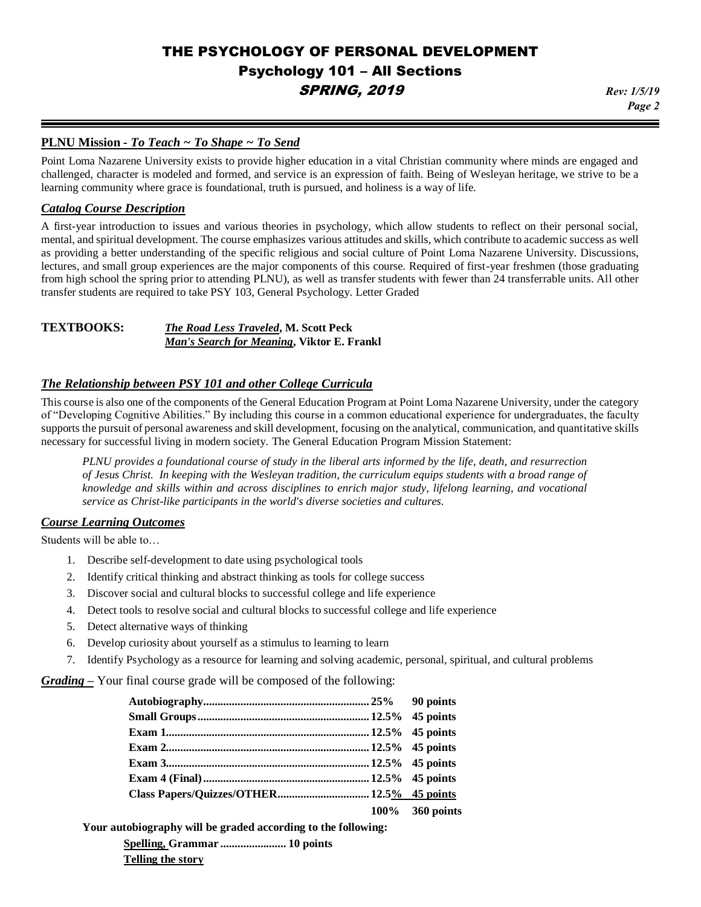# THE PSYCHOLOGY OF PERSONAL DEVELOPMENT
## Psychology 101 – All Sections
## SPRING, 2019

*Rev: 1/5/19*

### PLNU Mission - *To Teach ~ To Shape ~ To Send*

Point Loma Nazarene University exists to provide higher education in a vital Christian community where minds are engaged and challenged, character is modeled and formed, and service is an expression of faith. Being of Wesleyan heritage, we strive to be a learning community where grace is foundational, truth is pursued, and holiness is a way of life.

### *Catalog Course Description*

A first-year introduction to issues and various theories in psychology, which allow students to reflect on their personal social, mental, and spiritual development. The course emphasizes various attitudes and skills, which contribute to academic success as well as providing a better understanding of the specific religious and social culture of Point Loma Nazarene University. Discussions, lectures, and small group experiences are the major components of this course. Required of first-year freshmen (those graduating from high school the spring prior to attending PLNU), as well as transfer students with fewer than 24 transferrable units. All other transfer students are required to take PSY 103, General Psychology. Letter Graded

**TEXTBOOKS:** ***The Road Less Traveled*, M. Scott Peck**
***Man's Search for Meaning*, Viktor E. Frankl**

### *The Relationship between PSY 101 and other College Curricula*

This course is also one of the components of the General Education Program at Point Loma Nazarene University, under the category of "Developing Cognitive Abilities." By including this course in a common educational experience for undergraduates, the faculty supports the pursuit of personal awareness and skill development, focusing on the analytical, communication, and quantitative skills necessary for successful living in modern society. The General Education Program Mission Statement:

> *PLNU provides a foundational course of study in the liberal arts informed by the life, death, and resurrection of Jesus Christ. In keeping with the Wesleyan tradition, the curriculum equips students with a broad range of knowledge and skills within and across disciplines to enrich major study, lifelong learning, and vocational service as Christ-like participants in the world's diverse societies and cultures.*

### *Course Learning Outcomes*

Students will be able to…

1. Describe self-development to date using psychological tools
2. Identify critical thinking and abstract thinking as tools for college success
3. Discover social and cultural blocks to successful college and life experience
4. Detect tools to resolve social and cultural blocks to successful college and life experience
5. Detect alternative ways of thinking
6. Develop curiosity about yourself as a stimulus to learning to learn
7. Identify Psychology as a resource for learning and solving academic, personal, spiritual, and cultural problems

***Grading*** **–** Your final course grade will be composed of the following:

| Component | Percent | Points |
|---|---|---|
| **Autobiography** | **25%** | **90 points** |
| **Small Groups** | **12.5%** | **45 points** |
| **Exam 1** | **12.5%** | **45 points** |
| **Exam 2** | **12.5%** | **45 points** |
| **Exam 3** | **12.5%** | **45 points** |
| **Exam 4 (Final)** | **12.5%** | **45 points** |
| **Class Papers/Quizzes/OTHER** | **12.5%** | **45 points** |
| | **100%** | **360 points** |

**Your autobiography will be graded according to the following:**

**Spelling, Grammar ....................... 10 points**

**Telling the story**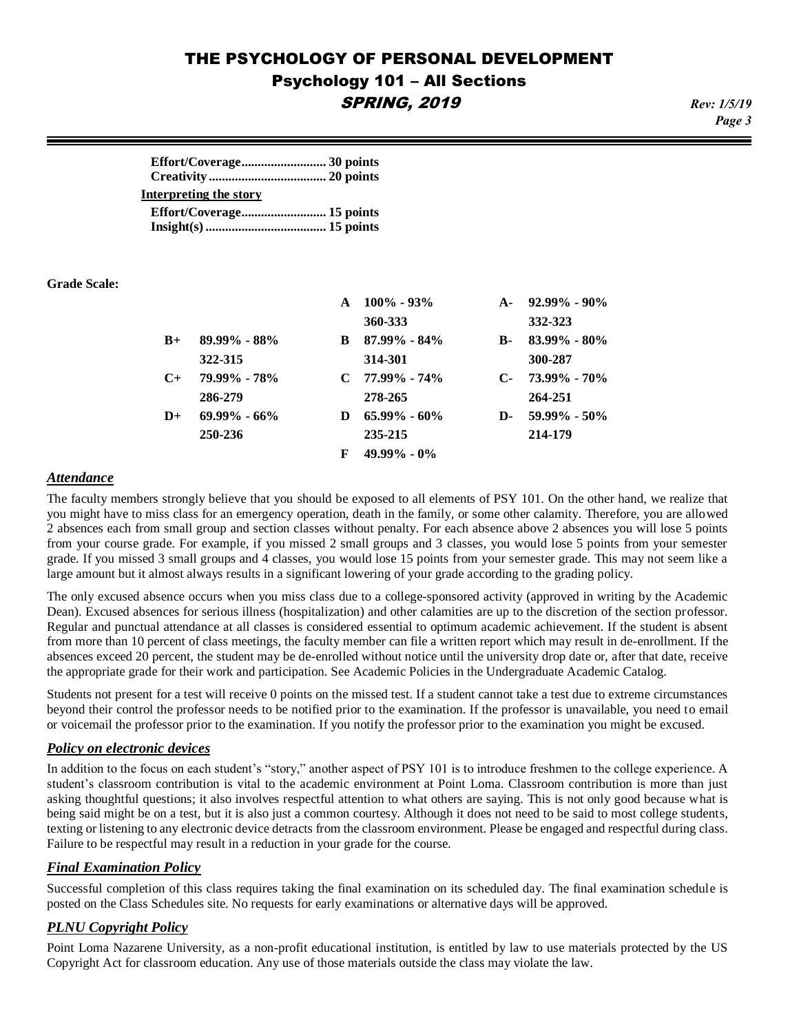**Effort/Coverage.......................... 30 points**
**Creativity.................................... 20 points**

**Interpreting the story**

**Effort/Coverage.......................... 15 points**
**Insight(s)..................................... 15 points**

**Grade Scale:**

| | | | | | |
|---|---|---|---|---|---|
| | | **A** | **100% - 93%**<br>**360-333** | **A-** | **92.99% - 90%**<br>**332-323** |
| **B+** | **89.99% - 88%**<br>**322-315** | **B** | **87.99% - 84%**<br>**314-301** | **B-** | **83.99% - 80%**<br>**300-287** |
| **C+** | **79.99% - 78%**<br>**286-279** | **C** | **77.99% - 74%**<br>**278-265** | **C-** | **73.99% - 70%**<br>**264-251** |
| **D+** | **69.99% - 66%**<br>**250-236** | **D** | **65.99% - 60%**<br>**235-215** | **D-** | **59.99% - 50%**<br>**214-179** |
| | | **F** | **49.99% - 0%** | | |

### *Attendance*

The faculty members strongly believe that you should be exposed to all elements of PSY 101. On the other hand, we realize that you might have to miss class for an emergency operation, death in the family, or some other calamity. Therefore, you are allowed 2 absences each from small group and section classes without penalty. For each absence above 2 absences you will lose 5 points from your course grade. For example, if you missed 2 small groups and 3 classes, you would lose 5 points from your semester grade. If you missed 3 small groups and 4 classes, you would lose 15 points from your semester grade. This may not seem like a large amount but it almost always results in a significant lowering of your grade according to the grading policy.

The only excused absence occurs when you miss class due to a college-sponsored activity (approved in writing by the Academic Dean). Excused absences for serious illness (hospitalization) and other calamities are up to the discretion of the section professor. Regular and punctual attendance at all classes is considered essential to optimum academic achievement. If the student is absent from more than 10 percent of class meetings, the faculty member can file a written report which may result in de-enrollment. If the absences exceed 20 percent, the student may be de-enrolled without notice until the university drop date or, after that date, receive the appropriate grade for their work and participation. See Academic Policies in the Undergraduate Academic Catalog.

Students not present for a test will receive 0 points on the missed test. If a student cannot take a test due to extreme circumstances beyond their control the professor needs to be notified prior to the examination. If the professor is unavailable, you need to email or voicemail the professor prior to the examination. If you notify the professor prior to the examination you might be excused.

### *Policy on electronic devices*

In addition to the focus on each student's "story," another aspect of PSY 101 is to introduce freshmen to the college experience. A student's classroom contribution is vital to the academic environment at Point Loma. Classroom contribution is more than just asking thoughtful questions; it also involves respectful attention to what others are saying. This is not only good because what is being said might be on a test, but it is also just a common courtesy. Although it does not need to be said to most college students, texting or listening to any electronic device detracts from the classroom environment. Please be engaged and respectful during class. Failure to be respectful may result in a reduction in your grade for the course.

### *Final Examination Policy*

Successful completion of this class requires taking the final examination on its scheduled day. The final examination schedule is posted on the Class Schedules site. No requests for early examinations or alternative days will be approved.

### *PLNU Copyright Policy*

Point Loma Nazarene University, as a non-profit educational institution, is entitled by law to use materials protected by the US Copyright Act for classroom education. Any use of those materials outside the class may violate the law.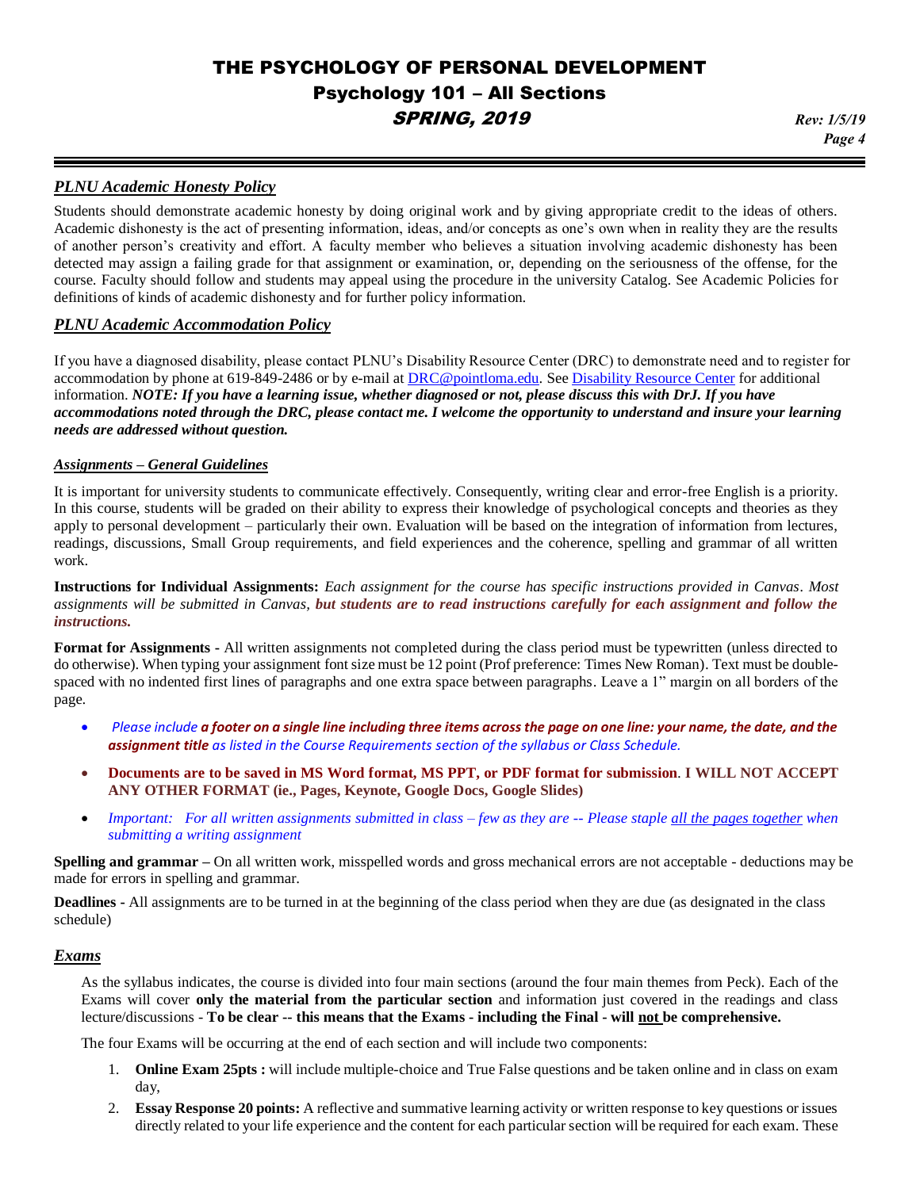## *PLNU Academic Honesty Policy*

Students should demonstrate academic honesty by doing original work and by giving appropriate credit to the ideas of others. Academic dishonesty is the act of presenting information, ideas, and/or concepts as one's own when in reality they are the results of another person's creativity and effort. A faculty member who believes a situation involving academic dishonesty has been detected may assign a failing grade for that assignment or examination, or, depending on the seriousness of the offense, for the course. Faculty should follow and students may appeal using the procedure in the university Catalog. See Academic Policies for definitions of kinds of academic dishonesty and for further policy information.

## *PLNU Academic Accommodation Policy*

If you have a diagnosed disability, please contact PLNU's Disability Resource Center (DRC) to demonstrate need and to register for accommodation by phone at 619-849-2486 or by e-mail at DRC@pointloma.edu. See Disability Resource Center for additional information. ***NOTE: If you have a learning issue, whether diagnosed or not, please discuss this with DrJ. If you have accommodations noted through the DRC, please contact me. I welcome the opportunity to understand and insure your learning needs are addressed without question.***

### *Assignments – General Guidelines*

It is important for university students to communicate effectively. Consequently, writing clear and error-free English is a priority. In this course, students will be graded on their ability to express their knowledge of psychological concepts and theories as they apply to personal development – particularly their own. Evaluation will be based on the integration of information from lectures, readings, discussions, Small Group requirements, and field experiences and the coherence, spelling and grammar of all written work.

**Instructions for Individual Assignments:** *Each assignment for the course has specific instructions provided in Canvas. Most assignments will be submitted in Canvas,* ***but students are to read instructions carefully for each assignment and follow the instructions.***

**Format for Assignments -** All written assignments not completed during the class period must be typewritten (unless directed to do otherwise). When typing your assignment font size must be 12 point (Prof preference: Times New Roman). Text must be double-spaced with no indented first lines of paragraphs and one extra space between paragraphs. Leave a 1" margin on all borders of the page.

- *Please include* ***a footer on a single line including three items across the page on one line: your name, the date, and the assignment title*** *as listed in the Course Requirements section of the syllabus or Class Schedule.*
- **Documents are to be saved in MS Word format, MS PPT, or PDF format for submission. I WILL NOT ACCEPT ANY OTHER FORMAT (ie., Pages, Keynote, Google Docs, Google Slides)**
- *Important: For all written assignments submitted in class – few as they are -- Please staple all the pages together when submitting a writing assignment*

**Spelling and grammar –** On all written work, misspelled words and gross mechanical errors are not acceptable - deductions may be made for errors in spelling and grammar.

**Deadlines -** All assignments are to be turned in at the beginning of the class period when they are due (as designated in the class schedule)

## *Exams*

As the syllabus indicates, the course is divided into four main sections (around the four main themes from Peck). Each of the Exams will cover **only the material from the particular section** and information just covered in the readings and class lecture/discussions - **To be clear -- this means that the Exams - including the Final - will not be comprehensive.**

The four Exams will be occurring at the end of each section and will include two components:

1. **Online Exam 25pts :** will include multiple-choice and True False questions and be taken online and in class on exam day,
2. **Essay Response 20 points:** A reflective and summative learning activity or written response to key questions or issues directly related to your life experience and the content for each particular section will be required for each exam. These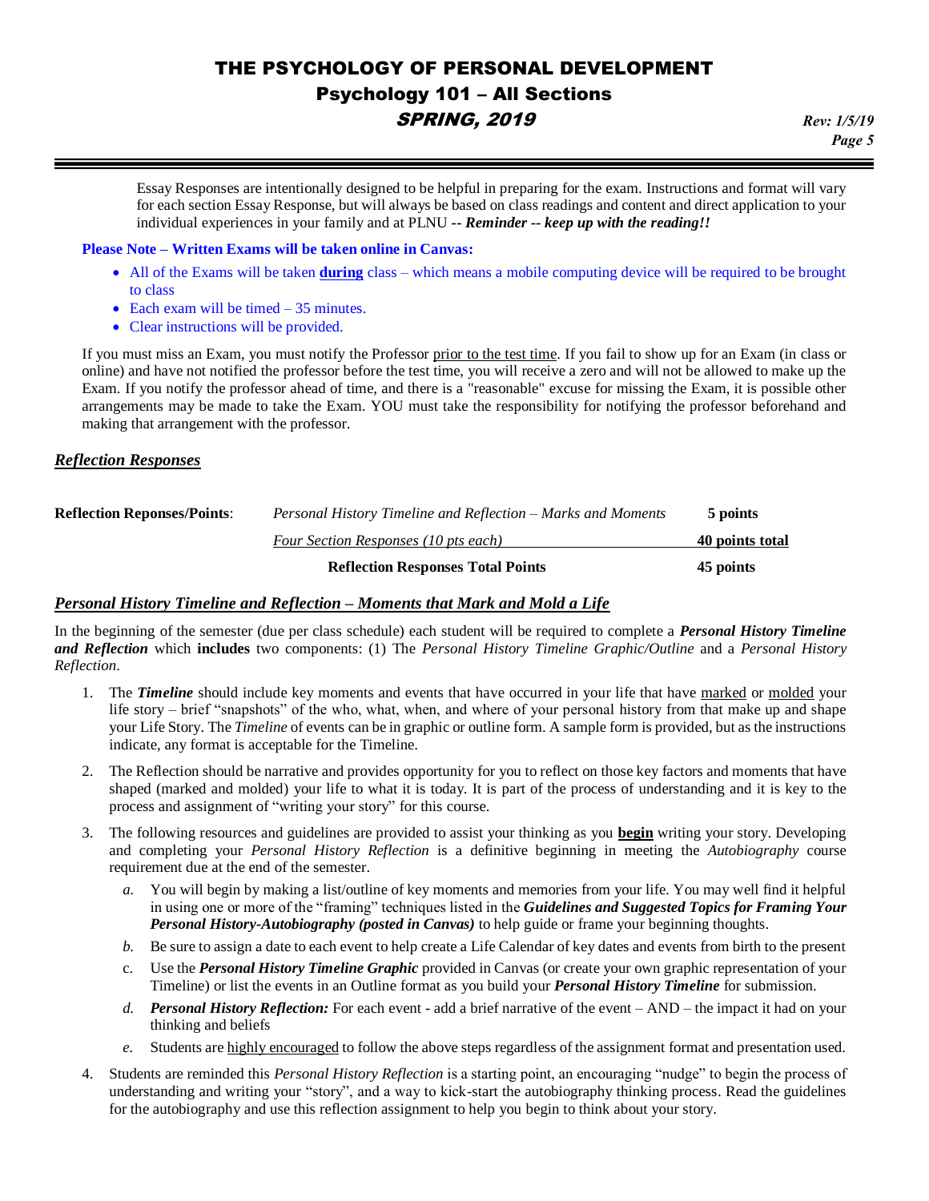Essay Responses are intentionally designed to be helpful in preparing for the exam. Instructions and format will vary for each section Essay Response, but will always be based on class readings and content and direct application to your individual experiences in your family and at PLNU -- ***Reminder -- keep up with the reading!!***

**Please Note – Written Exams will be taken online in Canvas:**

- All of the Exams will be taken **during** class – which means a mobile computing device will be required to be brought to class
- Each exam will be timed – 35 minutes.
- Clear instructions will be provided.

If you must miss an Exam, you must notify the Professor prior to the test time. If you fail to show up for an Exam (in class or online) and have not notified the professor before the test time, you will receive a zero and will not be allowed to make up the Exam. If you notify the professor ahead of time, and there is a "reasonable" excuse for missing the Exam, it is possible other arrangements may be made to take the Exam. YOU must take the responsibility for notifying the professor beforehand and making that arrangement with the professor.

## *Reflection Responses*

| **Reflection Reponses/Points**: | *Personal History Timeline and Reflection – Marks and Moments* | **5 points** |
|---|---|---|
| | *Four Section Responses (10 pts each)* | **40 points total** |
| | **Reflection Responses Total Points** | **45 points** |

## *Personal History Timeline and Reflection – Moments that Mark and Mold a Life*

In the beginning of the semester (due per class schedule) each student will be required to complete a ***Personal History Timeline and Reflection*** which **includes** two components: (1) The *Personal History Timeline Graphic/Outline* and a *Personal History Reflection*.

1. The ***Timeline*** should include key moments and events that have occurred in your life that have marked or molded your life story – brief "snapshots" of the who, what, when, and where of your personal history from that make up and shape your Life Story. The *Timeline* of events can be in graphic or outline form. A sample form is provided, but as the instructions indicate, any format is acceptable for the Timeline.
2. The Reflection should be narrative and provides opportunity for you to reflect on those key factors and moments that have shaped (marked and molded) your life to what it is today. It is part of the process of understanding and it is key to the process and assignment of "writing your story" for this course.
3. The following resources and guidelines are provided to assist your thinking as you **begin** writing your story. Developing and completing your *Personal History Reflection* is a definitive beginning in meeting the *Autobiography* course requirement due at the end of the semester.
   - *a.* You will begin by making a list/outline of key moments and memories from your life. You may well find it helpful in using one or more of the "framing" techniques listed in the ***Guidelines and Suggested Topics for Framing Your Personal History-Autobiography (posted in Canvas)*** to help guide or frame your beginning thoughts.
   - *b.* Be sure to assign a date to each event to help create a Life Calendar of key dates and events from birth to the present
   - c. Use the ***Personal History Timeline Graphic*** provided in Canvas (or create your own graphic representation of your Timeline) or list the events in an Outline format as you build your ***Personal History Timeline*** for submission.
   - *d.* ***Personal History Reflection:*** For each event - add a brief narrative of the event – AND – the impact it had on your thinking and beliefs
   - *e.* Students are highly encouraged to follow the above steps regardless of the assignment format and presentation used.
4. Students are reminded this *Personal History Reflection* is a starting point, an encouraging "nudge" to begin the process of understanding and writing your "story", and a way to kick-start the autobiography thinking process. Read the guidelines for the autobiography and use this reflection assignment to help you begin to think about your story.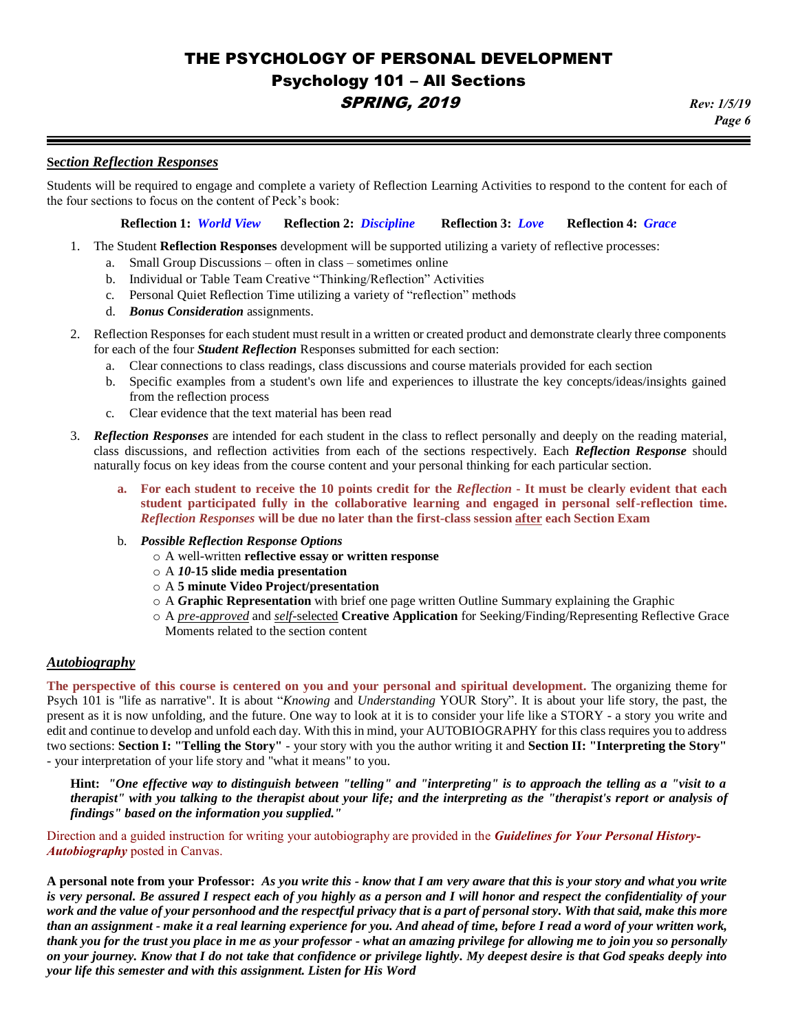## Section Reflection Responses

Students will be required to engage and complete a variety of Reflection Learning Activities to respond to the content for each of the four sections to focus on the content of Peck's book:

**Reflection 1:** ***World View*** **Reflection 2:** ***Discipline*** **Reflection 3:** ***Love*** **Reflection 4:** ***Grace***

1. The Student **Reflection Responses** development will be supported utilizing a variety of reflective processes:
   a. Small Group Discussions – often in class – sometimes online
   b. Individual or Table Team Creative "Thinking/Reflection" Activities
   c. Personal Quiet Reflection Time utilizing a variety of "reflection" methods
   d. ***Bonus Consideration*** assignments.

2. Reflection Responses for each student must result in a written or created product and demonstrate clearly three components for each of the four ***Student Reflection*** Responses submitted for each section:
   a. Clear connections to class readings, class discussions and course materials provided for each section
   b. Specific examples from a student's own life and experiences to illustrate the key concepts/ideas/insights gained from the reflection process
   c. Clear evidence that the text material has been read

3. ***Reflection Responses*** are intended for each student in the class to reflect personally and deeply on the reading material, class discussions, and reflection activities from each of the sections respectively. Each ***Reflection Response*** should naturally focus on key ideas from the course content and your personal thinking for each particular section.

   a. **For each student to receive the 10 points credit for the *Reflection* - It must be clearly evident that each student participated fully in the collaborative learning and engaged in personal self-reflection time. *Reflection Responses* will be due no later than the first-class session after each Section Exam**

   b. ***Possible Reflection Response Options***
      - A well-written **reflective essay or written response**
      - A ***10*-15 slide media presentation**
      - A **5 minute Video Project/presentation**
      - A **Graphic Representation** with brief one page written Outline Summary explaining the Graphic
      - A *pre-approved* and *self*-selected **Creative Application** for Seeking/Finding/Representing Reflective Grace Moments related to the section content

## *Autobiography*

**The perspective of this course is centered on you and your personal and spiritual development.** The organizing theme for Psych 101 is "life as narrative". It is about "*Knowing* and *Understanding* YOUR Story". It is about your life story, the past, the present as it is now unfolding, and the future. One way to look at it is to consider your life like a STORY - a story you write and edit and continue to develop and unfold each day. With this in mind, your AUTOBIOGRAPHY for this class requires you to address two sections: **Section I: "Telling the Story"** - your story with you the author writing it and **Section II: "Interpreting the Story"** - your interpretation of your life story and "what it means" to you.

> **Hint:** ***"One effective way to distinguish between "telling" and "interpreting" is to approach the telling as a "visit to a therapist" with you talking to the therapist about your life; and the interpreting as the "therapist's report or analysis of findings" based on the information you supplied."***

Direction and a guided instruction for writing your autobiography are provided in the ***Guidelines for Your Personal History-Autobiography*** posted in Canvas.

**A personal note from your Professor:** ***As you write this - know that I am very aware that this is your story and what you write is very personal. Be assured I respect each of you highly as a person and I will honor and respect the confidentiality of your work and the value of your personhood and the respectful privacy that is a part of personal story. With that said, make this more than an assignment - make it a real learning experience for you. And ahead of time, before I read a word of your written work, thank you for the trust you place in me as your professor - what an amazing privilege for allowing me to join you so personally on your journey. Know that I do not take that confidence or privilege lightly. My deepest desire is that God speaks deeply into your life this semester and with this assignment. Listen for His Word***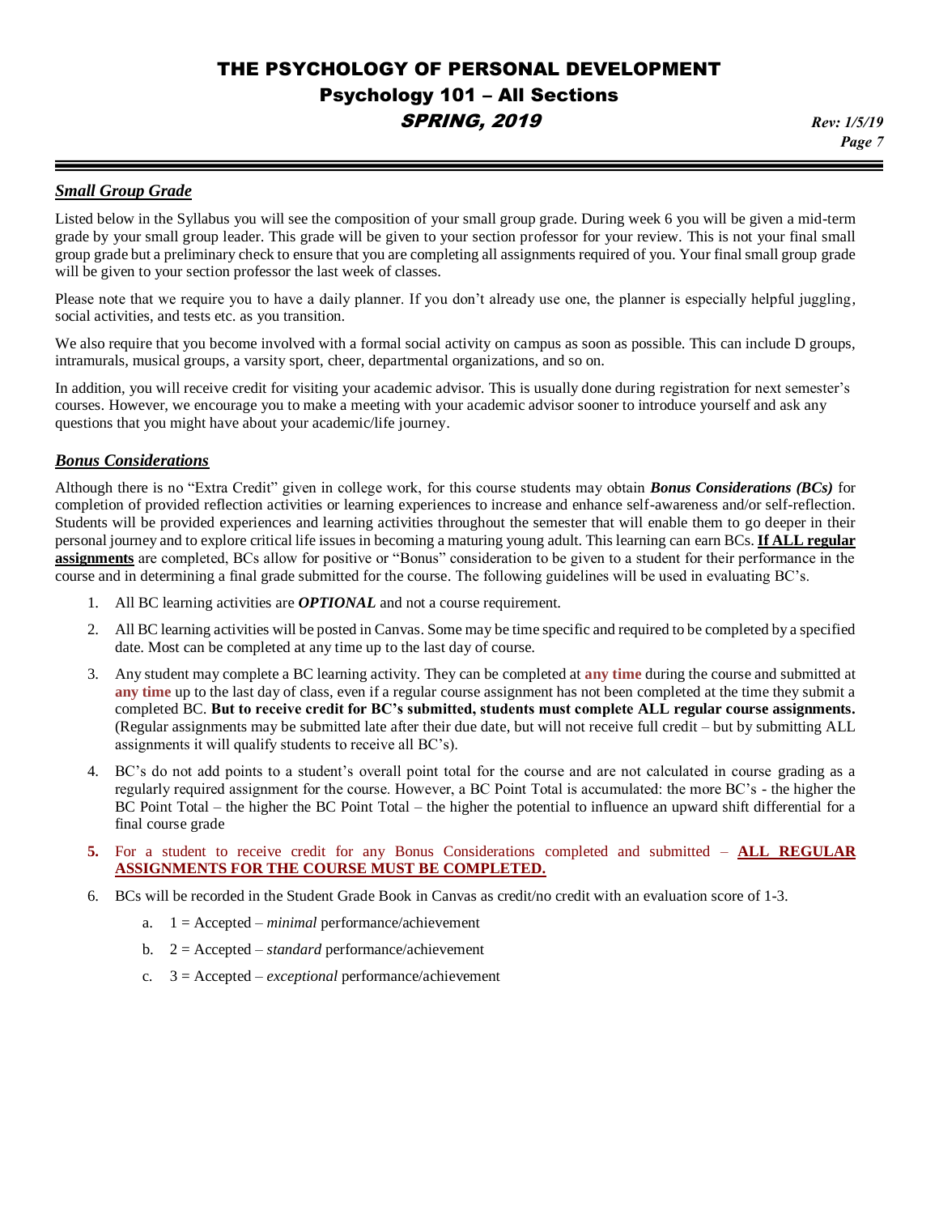## ***Small Group Grade***

Listed below in the Syllabus you will see the composition of your small group grade. During week 6 you will be given a mid-term grade by your small group leader. This grade will be given to your section professor for your review. This is not your final small group grade but a preliminary check to ensure that you are completing all assignments required of you. Your final small group grade will be given to your section professor the last week of classes.

Please note that we require you to have a daily planner. If you don't already use one, the planner is especially helpful juggling, social activities, and tests etc. as you transition.

We also require that you become involved with a formal social activity on campus as soon as possible. This can include D groups, intramurals, musical groups, a varsity sport, cheer, departmental organizations, and so on.

In addition, you will receive credit for visiting your academic advisor. This is usually done during registration for next semester's courses. However, we encourage you to make a meeting with your academic advisor sooner to introduce yourself and ask any questions that you might have about your academic/life journey.

## ***Bonus Considerations***

Although there is no "Extra Credit" given in college work, for this course students may obtain ***Bonus Considerations (BCs)*** for completion of provided reflection activities or learning experiences to increase and enhance self-awareness and/or self-reflection. Students will be provided experiences and learning activities throughout the semester that will enable them to go deeper in their personal journey and to explore critical life issues in becoming a maturing young adult. This learning can earn BCs. **If ALL regular assignments** are completed, BCs allow for positive or "Bonus" consideration to be given to a student for their performance in the course and in determining a final grade submitted for the course. The following guidelines will be used in evaluating BC's.

1. All BC learning activities are ***OPTIONAL*** and not a course requirement.
2. All BC learning activities will be posted in Canvas. Some may be time specific and required to be completed by a specified date. Most can be completed at any time up to the last day of course.
3. Any student may complete a BC learning activity. They can be completed at **any time** during the course and submitted at **any time** up to the last day of class, even if a regular course assignment has not been completed at the time they submit a completed BC. **But to receive credit for BC's submitted, students must complete ALL regular course assignments.** (Regular assignments may be submitted late after their due date, but will not receive full credit – but by submitting ALL assignments it will qualify students to receive all BC's).
4. BC's do not add points to a student's overall point total for the course and are not calculated in course grading as a regularly required assignment for the course. However, a BC Point Total is accumulated: the more BC's - the higher the BC Point Total – the higher the BC Point Total – the higher the potential to influence an upward shift differential for a final course grade
5. For a student to receive credit for any Bonus Considerations completed and submitted – **ALL REGULAR ASSIGNMENTS FOR THE COURSE MUST BE COMPLETED.**
6. BCs will be recorded in the Student Grade Book in Canvas as credit/no credit with an evaluation score of 1-3.
   a. 1 = Accepted – *minimal* performance/achievement
   b. 2 = Accepted – *standard* performance/achievement
   c. 3 = Accepted – *exceptional* performance/achievement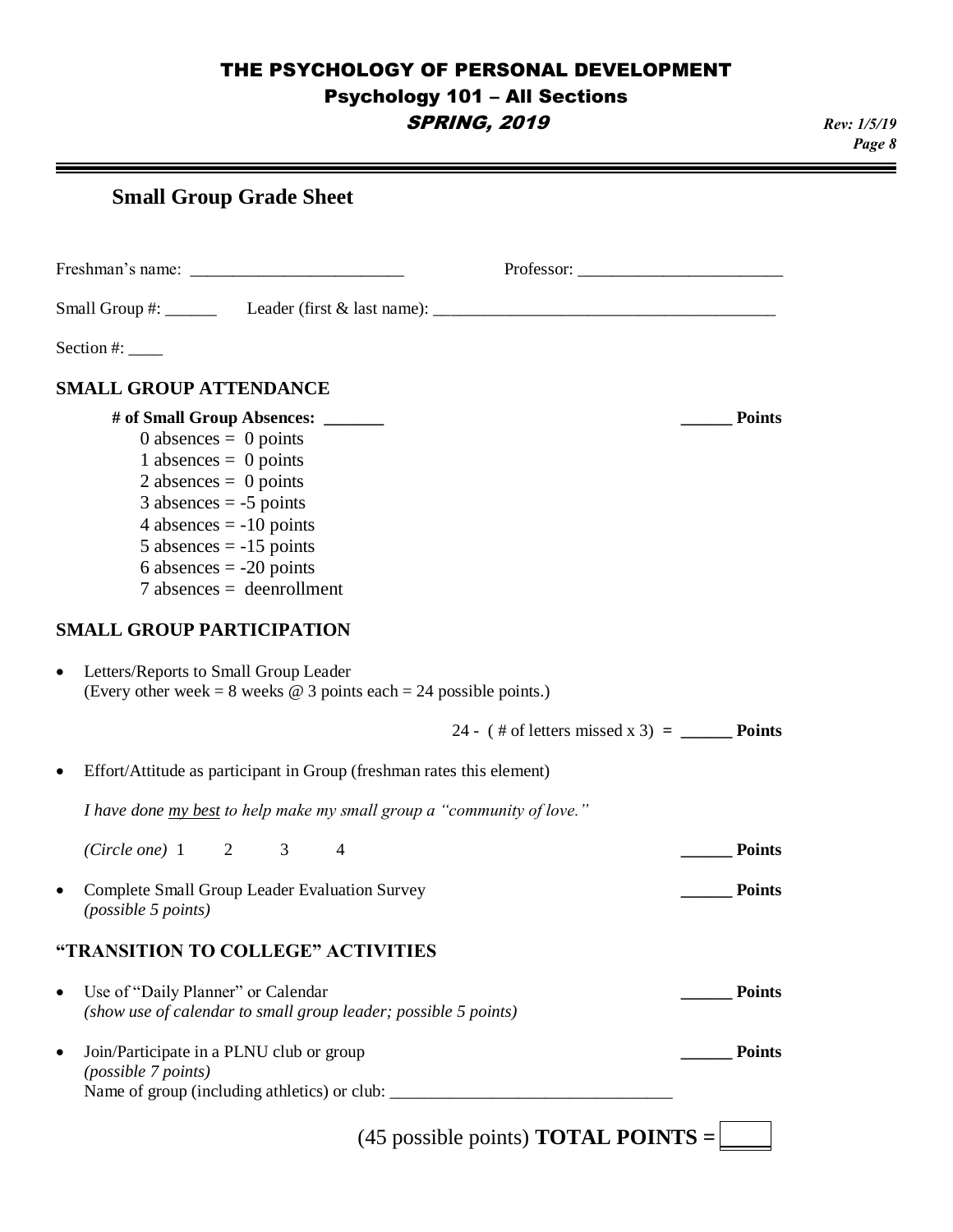## Small Group Grade Sheet

Freshman's name: _________________________ Professor: ________________________

Small Group #: ______ Leader (first & last name): ________________________________________

Section #: ____

### SMALL GROUP ATTENDANCE

**# of Small Group Absences: _______** **______ Points**

0 absences = 0 points
1 absences = 0 points
2 absences = 0 points
3 absences = -5 points
4 absences = -10 points
5 absences = -15 points
6 absences = -20 points
7 absences = deenrollment

### SMALL GROUP PARTICIPATION

- Letters/Reports to Small Group Leader
  (Every other week = 8 weeks @ 3 points each = 24 possible points.)

  24 - ( # of letters missed x 3) = **______ Points**

- Effort/Attitude as participant in Group (freshman rates this element)

  *I have done my best to help make my small group a "community of love."*

  *(Circle one)* 1 2 3 4 **______ Points**

- Complete Small Group Leader Evaluation Survey **______ Points**
  *(possible 5 points)*

### "TRANSITION TO COLLEGE" ACTIVITIES

- Use of "Daily Planner" or Calendar **______ Points**
  *(show use of calendar to small group leader; possible 5 points)*

- Join/Participate in a PLNU club or group **______ Points**
  *(possible 7 points)*
  Name of group (including athletics) or club: ________________________________

(45 possible points) **TOTAL POINTS =** ____